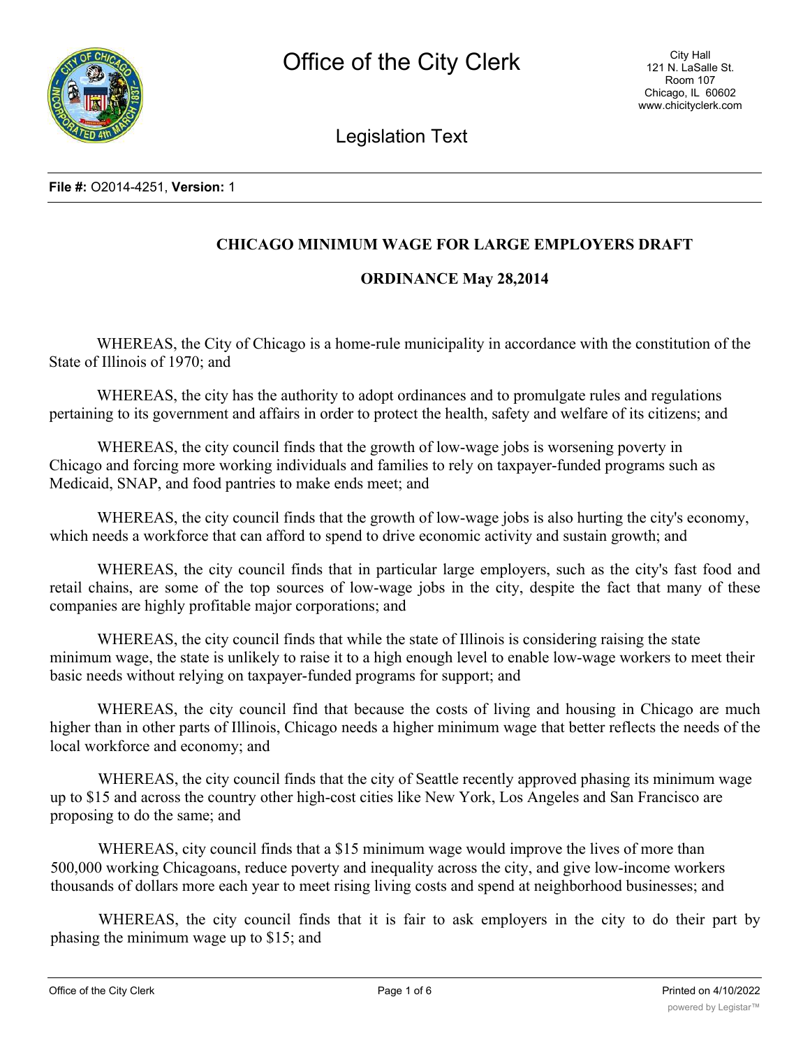**File #:** O2014-4251, **Version:** 1

## CHICAGO MINIMUM WAGE FOR LARGE EMPLOYERS DRAFT

## ORDINANCE May 28,2014

WHEREAS, the City of Chicago is a home-rule municipality in accordance with the constitution of the State of Illinois of 1970; and

WHEREAS, the city has the authority to adopt ordinances and to promulgate rules and regulations pertaining to its government and affairs in order to protect the health, safety and welfare of its citizens; and

WHEREAS, the city council finds that the growth of low-wage jobs is worsening poverty in Chicago and forcing more working individuals and families to rely on taxpayer-funded programs such as Medicaid, SNAP, and food pantries to make ends meet; and

WHEREAS, the city council finds that the growth of low-wage jobs is also hurting the city's economy, which needs a workforce that can afford to spend to drive economic activity and sustain growth; and

WHEREAS, the city council finds that in particular large employers, such as the city's fast food and retail chains, are some of the top sources of low-wage jobs in the city, despite the fact that many of these companies are highly profitable major corporations; and

WHEREAS, the city council finds that while the state of Illinois is considering raising the state minimum wage, the state is unlikely to raise it to a high enough level to enable low-wage workers to meet their basic needs without relying on taxpayer-funded programs for support; and

WHEREAS, the city council find that because the costs of living and housing in Chicago are much higher than in other parts of Illinois, Chicago needs a higher minimum wage that better reflects the needs of the local workforce and economy; and

WHEREAS, the city council finds that the city of Seattle recently approved phasing its minimum wage up to $15 and across the country other high-cost cities like New York, Los Angeles and San Francisco are proposing to do the same; and

WHEREAS, city council finds that a $15 minimum wage would improve the lives of more than 500,000 working Chicagoans, reduce poverty and inequality across the city, and give low-income workers thousands of dollars more each year to meet rising living costs and spend at neighborhood businesses; and

WHEREAS, the city council finds that it is fair to ask employers in the city to do their part by phasing the minimum wage up to $15; and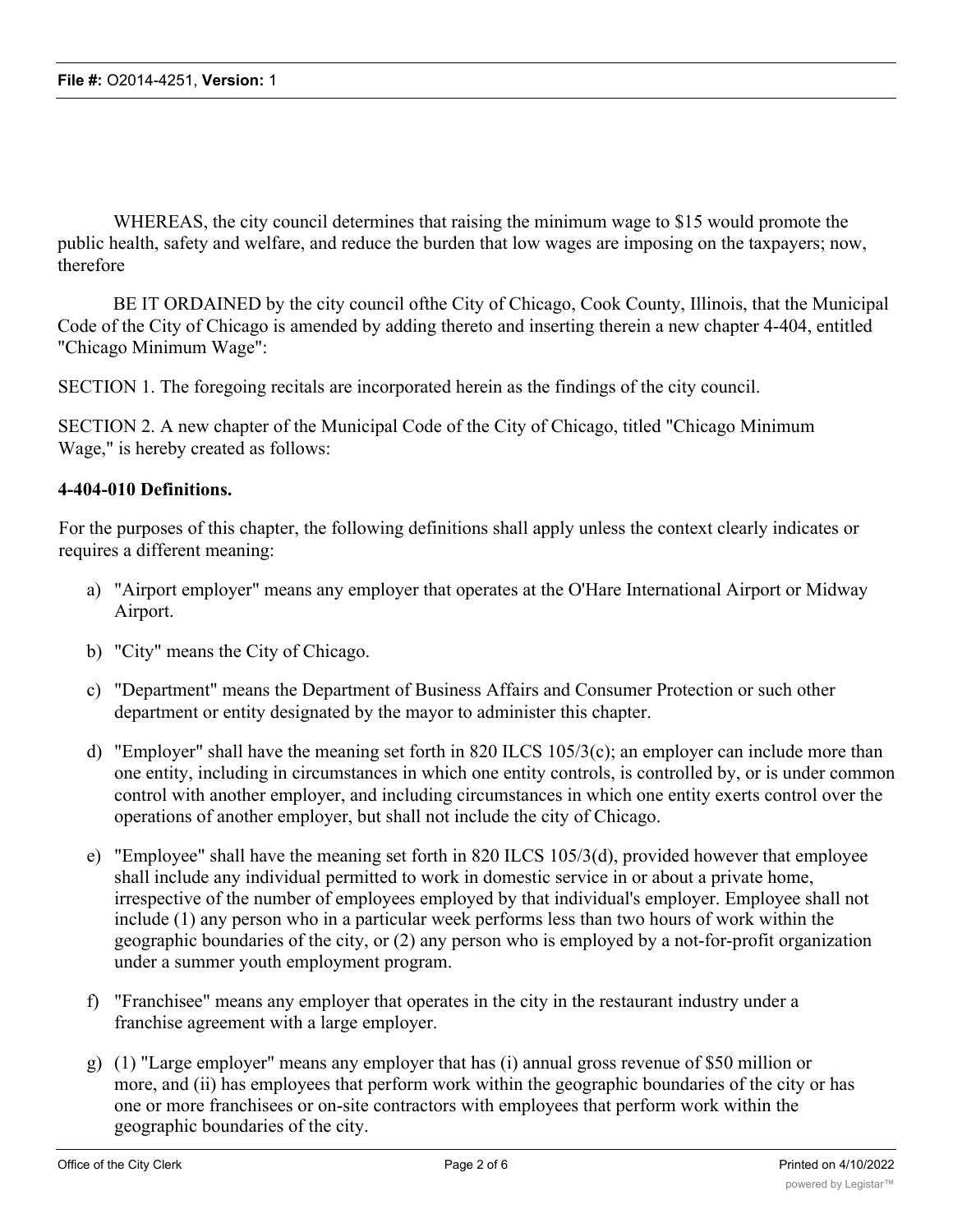WHEREAS, the city council determines that raising the minimum wage to $15 would promote the public health, safety and welfare, and reduce the burden that low wages are imposing on the taxpayers; now, therefore

BE IT ORDAINED by the city council ofthe City of Chicago, Cook County, Illinois, that the Municipal Code of the City of Chicago is amended by adding thereto and inserting therein a new chapter 4-404, entitled "Chicago Minimum Wage":

SECTION 1. The foregoing recitals are incorporated herein as the findings of the city council.

SECTION 2. A new chapter of the Municipal Code of the City of Chicago, titled "Chicago Minimum Wage," is hereby created as follows:

**4-404-010 Definitions.**

For the purposes of this chapter, the following definitions shall apply unless the context clearly indicates or requires a different meaning:

a) "Airport employer" means any employer that operates at the O'Hare International Airport or Midway Airport.

b) "City" means the City of Chicago.

c) "Department" means the Department of Business Affairs and Consumer Protection or such other department or entity designated by the mayor to administer this chapter.

d) "Employer" shall have the meaning set forth in 820 ILCS 105/3(c); an employer can include more than one entity, including in circumstances in which one entity controls, is controlled by, or is under common control with another employer, and including circumstances in which one entity exerts control over the operations of another employer, but shall not include the city of Chicago.

e) "Employee" shall have the meaning set forth in 820 ILCS 105/3(d), provided however that employee shall include any individual permitted to work in domestic service in or about a private home, irrespective of the number of employees employed by that individual's employer. Employee shall not include (1) any person who in a particular week performs less than two hours of work within the geographic boundaries of the city, or (2) any person who is employed by a not-for-profit organization under a summer youth employment program.

f) "Franchisee" means any employer that operates in the city in the restaurant industry under a franchise agreement with a large employer.

g) (1) "Large employer" means any employer that has (i) annual gross revenue of $50 million or more, and (ii) has employees that perform work within the geographic boundaries of the city or has one or more franchisees or on-site contractors with employees that perform work within the geographic boundaries of the city.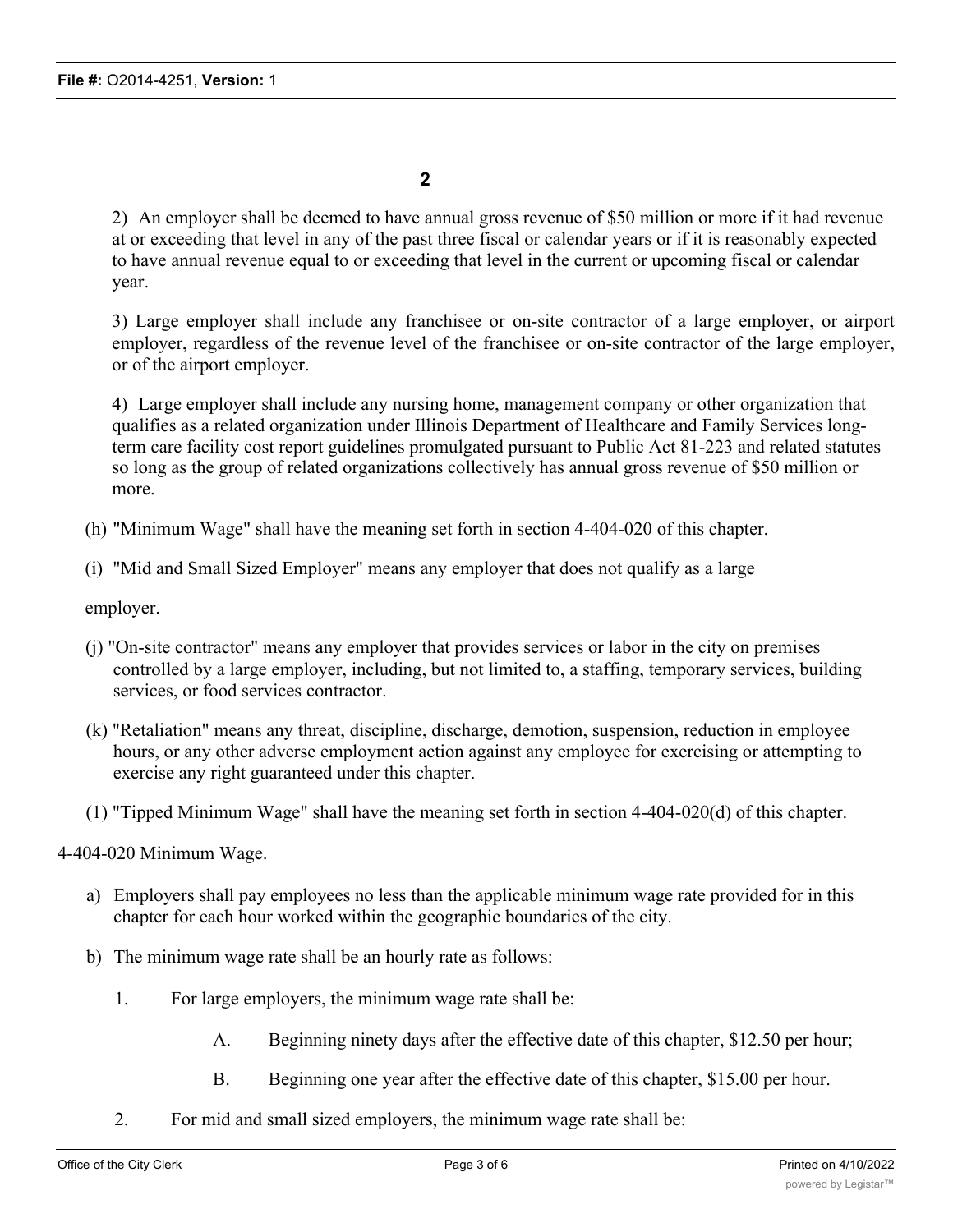**2**

2) An employer shall be deemed to have annual gross revenue of $50 million or more if it had revenue at or exceeding that level in any of the past three fiscal or calendar years or if it is reasonably expected to have annual revenue equal to or exceeding that level in the current or upcoming fiscal or calendar year.

3) Large employer shall include any franchisee or on-site contractor of a large employer, or airport employer, regardless of the revenue level of the franchisee or on-site contractor of the large employer, or of the airport employer.

4) Large employer shall include any nursing home, management company or other organization that qualifies as a related organization under Illinois Department of Healthcare and Family Services long-term care facility cost report guidelines promulgated pursuant to Public Act 81-223 and related statutes so long as the group of related organizations collectively has annual gross revenue of $50 million or more.

(h) "Minimum Wage" shall have the meaning set forth in section 4-404-020 of this chapter.

(i) "Mid and Small Sized Employer" means any employer that does not qualify as a large

employer.

(j) "On-site contractor" means any employer that provides services or labor in the city on premises controlled by a large employer, including, but not limited to, a staffing, temporary services, building services, or food services contractor.

(k) "Retaliation" means any threat, discipline, discharge, demotion, suspension, reduction in employee hours, or any other adverse employment action against any employee for exercising or attempting to exercise any right guaranteed under this chapter.

(1) "Tipped Minimum Wage" shall have the meaning set forth in section 4-404-020(d) of this chapter.

4-404-020 Minimum Wage.

a) Employers shall pay employees no less than the applicable minimum wage rate provided for in this chapter for each hour worked within the geographic boundaries of the city.

b) The minimum wage rate shall be an hourly rate as follows:

1. For large employers, the minimum wage rate shall be:

   A. Beginning ninety days after the effective date of this chapter, $12.50 per hour;

   B. Beginning one year after the effective date of this chapter, $15.00 per hour.

2. For mid and small sized employers, the minimum wage rate shall be: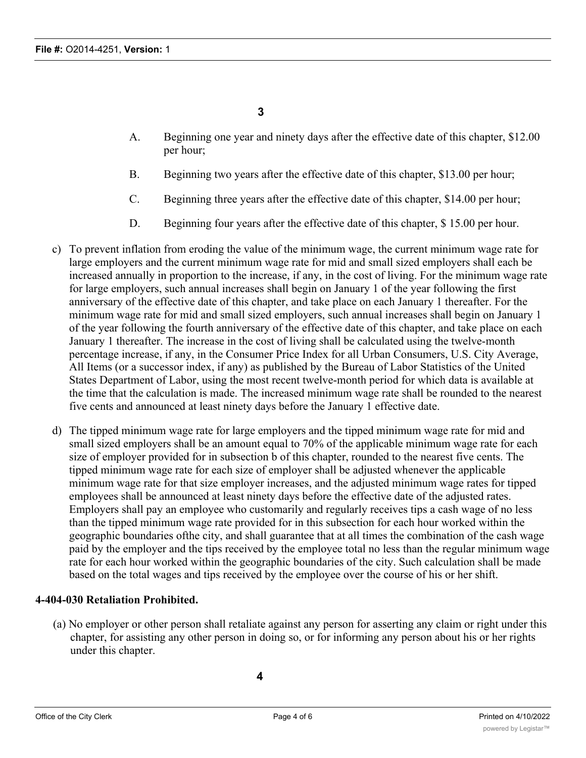3

A. Beginning one year and ninety days after the effective date of this chapter, $12.00 per hour;

B. Beginning two years after the effective date of this chapter, $13.00 per hour;

C. Beginning three years after the effective date of this chapter, $14.00 per hour;

D. Beginning four years after the effective date of this chapter, $ 15.00 per hour.

c) To prevent inflation from eroding the value of the minimum wage, the current minimum wage rate for large employers and the current minimum wage rate for mid and small sized employers shall each be increased annually in proportion to the increase, if any, in the cost of living. For the minimum wage rate for large employers, such annual increases shall begin on January 1 of the year following the first anniversary of the effective date of this chapter, and take place on each January 1 thereafter. For the minimum wage rate for mid and small sized employers, such annual increases shall begin on January 1 of the year following the fourth anniversary of the effective date of this chapter, and take place on each January 1 thereafter. The increase in the cost of living shall be calculated using the twelve-month percentage increase, if any, in the Consumer Price Index for all Urban Consumers, U.S. City Average, All Items (or a successor index, if any) as published by the Bureau of Labor Statistics of the United States Department of Labor, using the most recent twelve-month period for which data is available at the time that the calculation is made. The increased minimum wage rate shall be rounded to the nearest five cents and announced at least ninety days before the January 1 effective date.

d) The tipped minimum wage rate for large employers and the tipped minimum wage rate for mid and small sized employers shall be an amount equal to 70% of the applicable minimum wage rate for each size of employer provided for in subsection b of this chapter, rounded to the nearest five cents. The tipped minimum wage rate for each size of employer shall be adjusted whenever the applicable minimum wage rate for that size employer increases, and the adjusted minimum wage rates for tipped employees shall be announced at least ninety days before the effective date of the adjusted rates. Employers shall pay an employee who customarily and regularly receives tips a cash wage of no less than the tipped minimum wage rate provided for in this subsection for each hour worked within the geographic boundaries ofthe city, and shall guarantee that at all times the combination of the cash wage paid by the employer and the tips received by the employee total no less than the regular minimum wage rate for each hour worked within the geographic boundaries of the city. Such calculation shall be made based on the total wages and tips received by the employee over the course of his or her shift.

**4-404-030 Retaliation Prohibited.**

(a) No employer or other person shall retaliate against any person for asserting any claim or right under this chapter, for assisting any other person in doing so, or for informing any person about his or her rights under this chapter.

4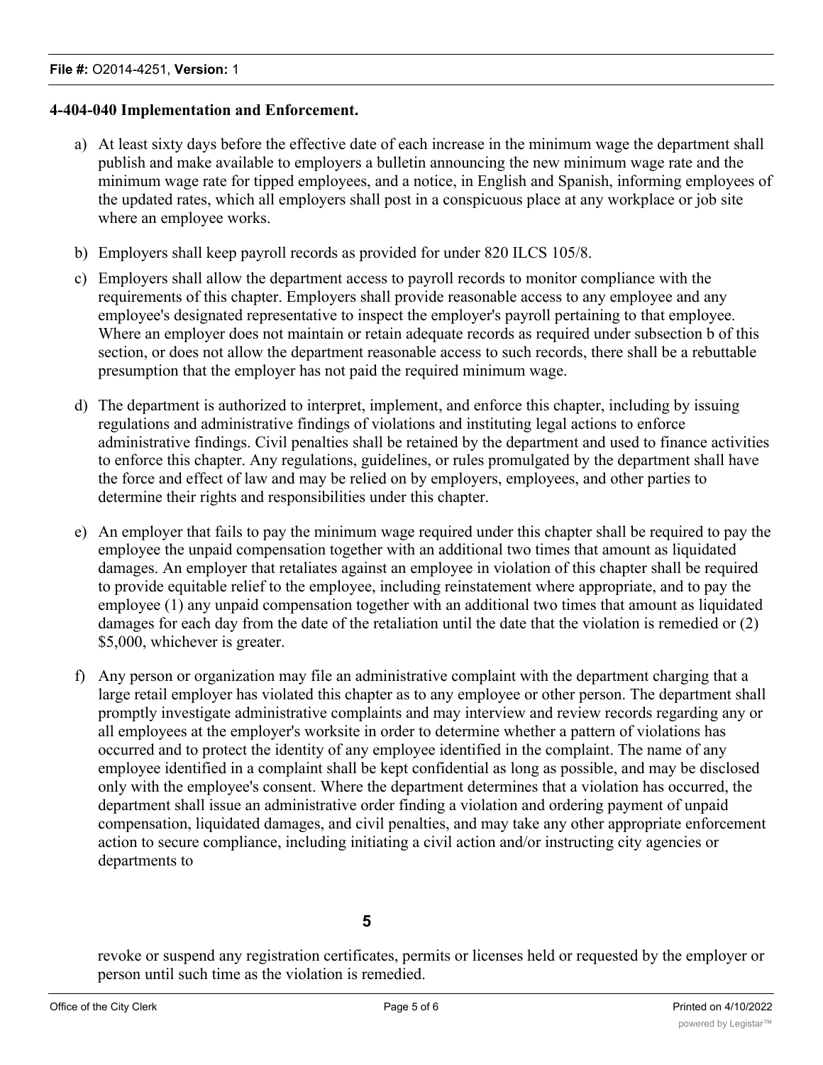**4-404-040 Implementation and Enforcement.**

a) At least sixty days before the effective date of each increase in the minimum wage the department shall publish and make available to employers a bulletin announcing the new minimum wage rate and the minimum wage rate for tipped employees, and a notice, in English and Spanish, informing employees of the updated rates, which all employers shall post in a conspicuous place at any workplace or job site where an employee works.

b) Employers shall keep payroll records as provided for under 820 ILCS 105/8.

c) Employers shall allow the department access to payroll records to monitor compliance with the requirements of this chapter. Employers shall provide reasonable access to any employee and any employee's designated representative to inspect the employer's payroll pertaining to that employee. Where an employer does not maintain or retain adequate records as required under subsection b of this section, or does not allow the department reasonable access to such records, there shall be a rebuttable presumption that the employer has not paid the required minimum wage.

d) The department is authorized to interpret, implement, and enforce this chapter, including by issuing regulations and administrative findings of violations and instituting legal actions to enforce administrative findings. Civil penalties shall be retained by the department and used to finance activities to enforce this chapter. Any regulations, guidelines, or rules promulgated by the department shall have the force and effect of law and may be relied on by employers, employees, and other parties to determine their rights and responsibilities under this chapter.

e) An employer that fails to pay the minimum wage required under this chapter shall be required to pay the employee the unpaid compensation together with an additional two times that amount as liquidated damages. An employer that retaliates against an employee in violation of this chapter shall be required to provide equitable relief to the employee, including reinstatement where appropriate, and to pay the employee (1) any unpaid compensation together with an additional two times that amount as liquidated damages for each day from the date of the retaliation until the date that the violation is remedied or (2) $5,000, whichever is greater.

f) Any person or organization may file an administrative complaint with the department charging that a large retail employer has violated this chapter as to any employee or other person. The department shall promptly investigate administrative complaints and may interview and review records regarding any or all employees at the employer's worksite in order to determine whether a pattern of violations has occurred and to protect the identity of any employee identified in the complaint. The name of any employee identified in a complaint shall be kept confidential as long as possible, and may be disclosed only with the employee's consent. Where the department determines that a violation has occurred, the department shall issue an administrative order finding a violation and ordering payment of unpaid compensation, liquidated damages, and civil penalties, and may take any other appropriate enforcement action to secure compliance, including initiating a civil action and/or instructing city agencies or departments to revoke or suspend any registration certificates, permits or licenses held or requested by the employer or person until such time as the violation is remedied.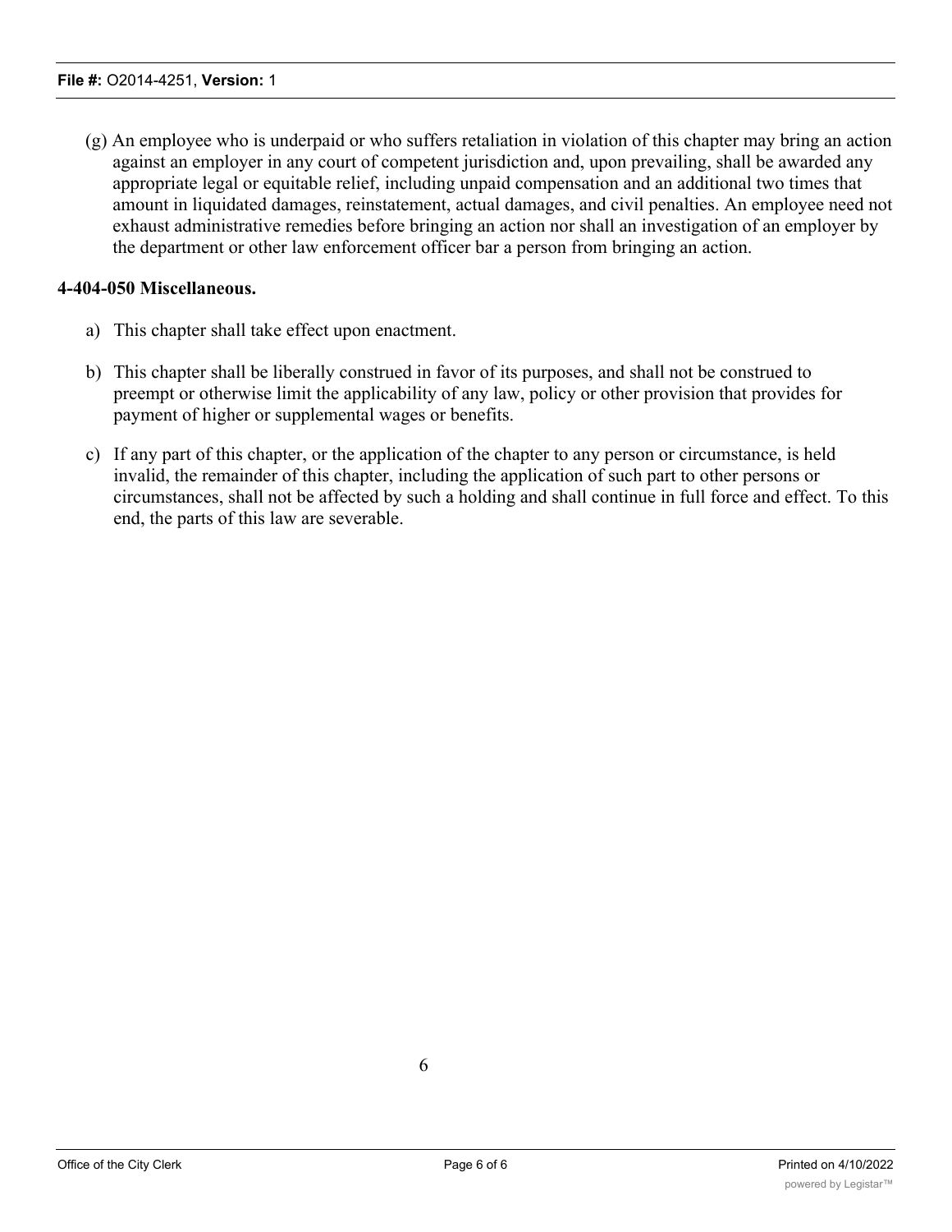(g) An employee who is underpaid or who suffers retaliation in violation of this chapter may bring an action against an employer in any court of competent jurisdiction and, upon prevailing, shall be awarded any appropriate legal or equitable relief, including unpaid compensation and an additional two times that amount in liquidated damages, reinstatement, actual damages, and civil penalties. An employee need not exhaust administrative remedies before bringing an action nor shall an investigation of an employer by the department or other law enforcement officer bar a person from bringing an action.

**4-404-050 Miscellaneous.**

a) This chapter shall take effect upon enactment.

b) This chapter shall be liberally construed in favor of its purposes, and shall not be construed to preempt or otherwise limit the applicability of any law, policy or other provision that provides for payment of higher or supplemental wages or benefits.

c) If any part of this chapter, or the application of the chapter to any person or circumstance, is held invalid, the remainder of this chapter, including the application of such part to other persons or circumstances, shall not be affected by such a holding and shall continue in full force and effect. To this end, the parts of this law are severable.